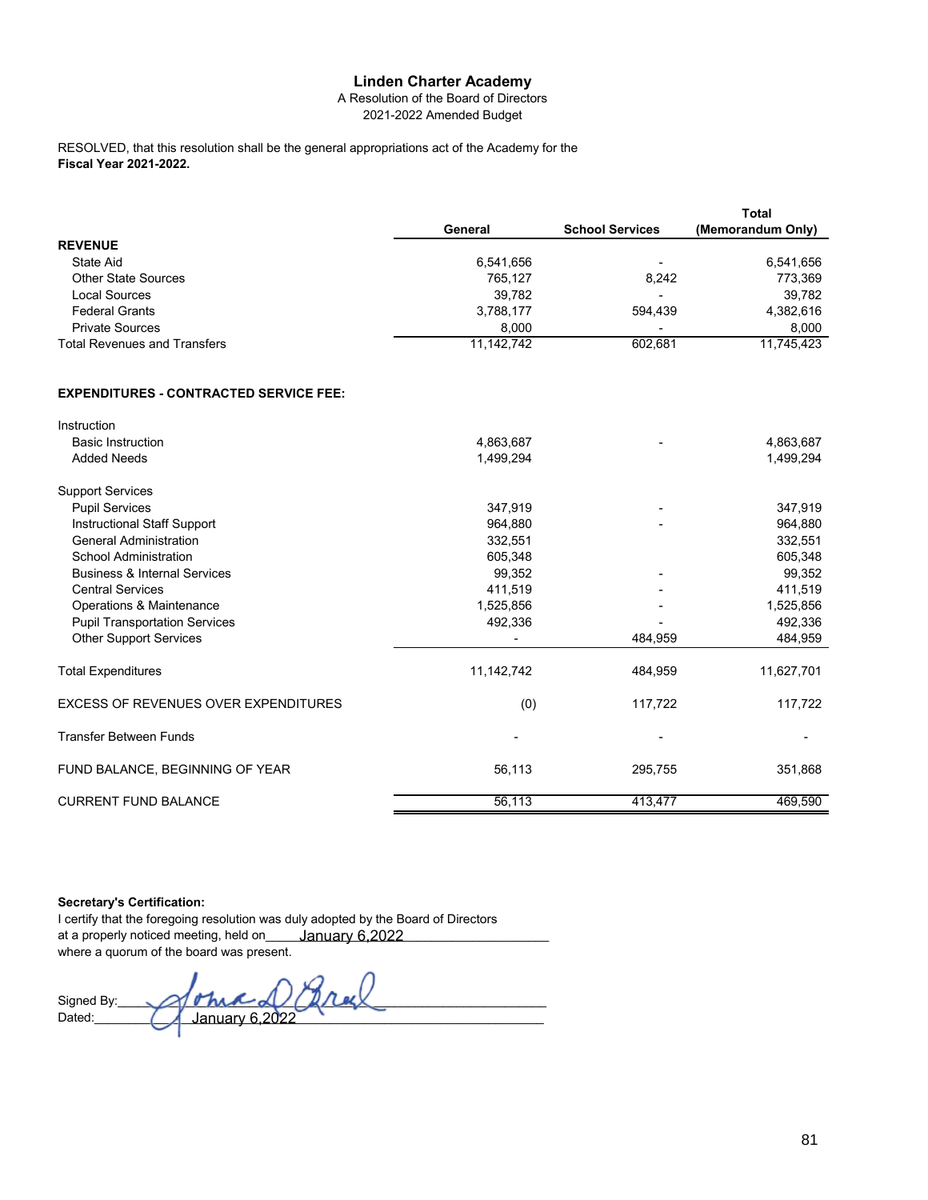# Linden Charter Academy

A Resolution of the Board of Directors

2021-2022 Amended Budget

RESOLVED, that this resolution shall be the general appropriations act of the Academy for the **Fiscal Year 2021-2022.**

| | General | School Services | Total (Memorandum Only) |
|---|---|---|---|
| **REVENUE** | | | |
| State Aid | 6,541,656 | - | 6,541,656 |
| Other State Sources | 765,127 | 8,242 | 773,369 |
| Local Sources | 39,782 | - | 39,782 |
| Federal Grants | 3,788,177 | 594,439 | 4,382,616 |
| Private Sources | 8,000 | - | 8,000 |
| Total Revenues and Transfers | 11,142,742 | 602,681 | 11,745,423 |
| **EXPENDITURES - CONTRACTED SERVICE FEE:** | | | |
| Instruction | | | |
| Basic Instruction | 4,863,687 | - | 4,863,687 |
| Added Needs | 1,499,294 | | 1,499,294 |
| Support Services | | | |
| Pupil Services | 347,919 | - | 347,919 |
| Instructional Staff Support | 964,880 | - | 964,880 |
| General Administration | 332,551 | | 332,551 |
| School Administration | 605,348 | | 605,348 |
| Business & Internal Services | 99,352 | - | 99,352 |
| Central Services | 411,519 | - | 411,519 |
| Operations & Maintenance | 1,525,856 | - | 1,525,856 |
| Pupil Transportation Services | 492,336 | - | 492,336 |
| Other Support Services | - | 484,959 | 484,959 |
| Total Expenditures | 11,142,742 | 484,959 | 11,627,701 |
| EXCESS OF REVENUES OVER EXPENDITURES | (0) | 117,722 | 117,722 |
| Transfer Between Funds | - | - | - |
| FUND BALANCE, BEGINNING OF YEAR | 56,113 | 295,755 | 351,868 |
| CURRENT FUND BALANCE | 56,113 | 413,477 | 469,590 |

**Secretary's Certification:**

I certify that the foregoing resolution was duly adopted by the Board of Directors at a properly noticed meeting, held on January 6,2022 where a quorum of the board was present.

Signed By: [signature]

Dated: January 6,2022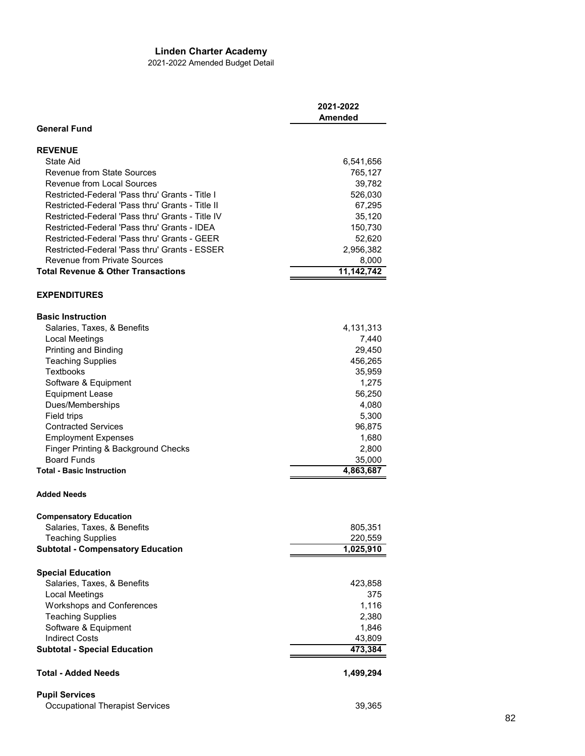**Linden Charter Academy**

2021-2022 Amended Budget Detail

| | 2021-2022 Amended |
|---|---|
| **General Fund** | |
| | |
| **REVENUE** | |
| State Aid | 6,541,656 |
| Revenue from State Sources | 765,127 |
| Revenue from Local Sources | 39,782 |
| Restricted-Federal 'Pass thru' Grants - Title I | 526,030 |
| Restricted-Federal 'Pass thru' Grants - Title II | 67,295 |
| Restricted-Federal 'Pass thru' Grants - Title IV | 35,120 |
| Restricted-Federal 'Pass thru' Grants - IDEA | 150,730 |
| Restricted-Federal 'Pass thru' Grants - GEER | 52,620 |
| Restricted-Federal 'Pass thru' Grants - ESSER | 2,956,382 |
| Revenue from Private Sources | 8,000 |
| **Total Revenue & Other Transactions** | **11,142,742** |
| | |
| **EXPENDITURES** | |
| | |
| **Basic Instruction** | |
| Salaries, Taxes, & Benefits | 4,131,313 |
| Local Meetings | 7,440 |
| Printing and Binding | 29,450 |
| Teaching Supplies | 456,265 |
| Textbooks | 35,959 |
| Software & Equipment | 1,275 |
| Equipment Lease | 56,250 |
| Dues/Memberships | 4,080 |
| Field trips | 5,300 |
| Contracted Services | 96,875 |
| Employment Expenses | 1,680 |
| Finger Printing & Background Checks | 2,800 |
| Board Funds | 35,000 |
| **Total - Basic Instruction** | **4,863,687** |
| | |
| **Added Needs** | |
| | |
| **Compensatory Education** | |
| Salaries, Taxes, & Benefits | 805,351 |
| Teaching Supplies | 220,559 |
| **Subtotal - Compensatory Education** | **1,025,910** |
| | |
| **Special Education** | |
| Salaries, Taxes, & Benefits | 423,858 |
| Local Meetings | 375 |
| Workshops and Conferences | 1,116 |
| Teaching Supplies | 2,380 |
| Software & Equipment | 1,846 |
| Indirect Costs | 43,809 |
| **Subtotal - Special Education** | **473,384** |
| | |
| **Total - Added Needs** | **1,499,294** |
| | |
| **Pupil Services** | |
| Occupational Therapist Services | 39,365 |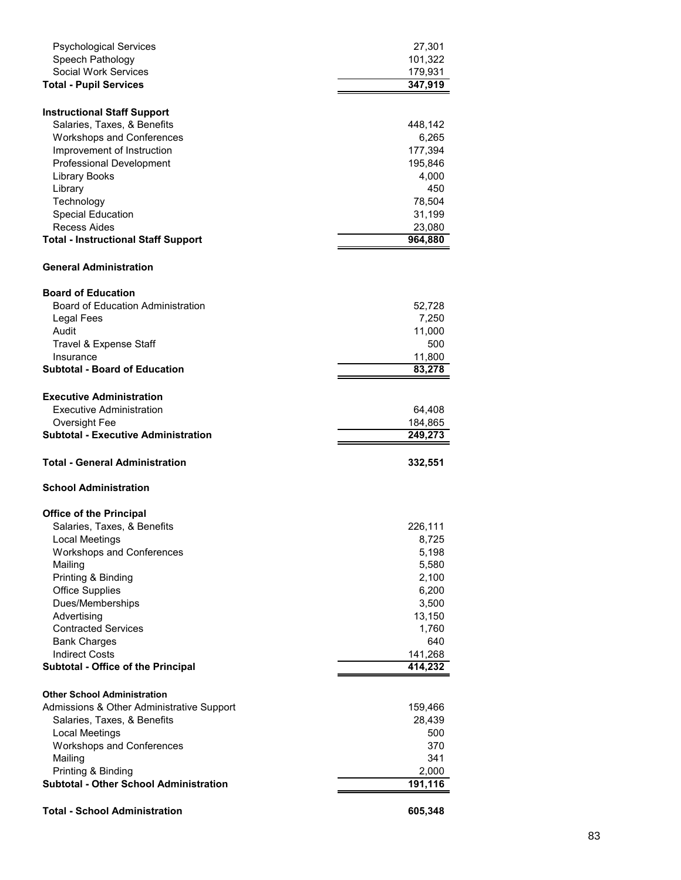| | |
|---|---|
| Psychological Services | 27,301 |
| Speech Pathology | 101,322 |
| Social Work Services | 179,931 |
| **Total - Pupil Services** | **347,919** |
| | |
| **Instructional Staff Support** | |
| Salaries, Taxes, & Benefits | 448,142 |
| Workshops and Conferences | 6,265 |
| Improvement of Instruction | 177,394 |
| Professional Development | 195,846 |
| Library Books | 4,000 |
| Library | 450 |
| Technology | 78,504 |
| Special Education | 31,199 |
| Recess Aides | 23,080 |
| **Total - Instructional Staff Support** | **964,880** |
| | |
| **General Administration** | |
| | |
| **Board of Education** | |
| Board of Education Administration | 52,728 |
| Legal Fees | 7,250 |
| Audit | 11,000 |
| Travel & Expense Staff | 500 |
| Insurance | 11,800 |
| **Subtotal - Board of Education** | **83,278** |
| | |
| **Executive Administration** | |
| Executive Administration | 64,408 |
| Oversight Fee | 184,865 |
| **Subtotal - Executive Administration** | **249,273** |
| | |
| **Total - General Administration** | **332,551** |
| | |
| **School Administration** | |
| | |
| **Office of the Principal** | |
| Salaries, Taxes, & Benefits | 226,111 |
| Local Meetings | 8,725 |
| Workshops and Conferences | 5,198 |
| Mailing | 5,580 |
| Printing & Binding | 2,100 |
| Office Supplies | 6,200 |
| Dues/Memberships | 3,500 |
| Advertising | 13,150 |
| Contracted Services | 1,760 |
| Bank Charges | 640 |
| Indirect Costs | 141,268 |
| **Subtotal - Office of the Principal** | **414,232** |
| | |
| **Other School Administration** | |
| Admissions & Other Administrative Support | 159,466 |
| Salaries, Taxes, & Benefits | 28,439 |
| Local Meetings | 500 |
| Workshops and Conferences | 370 |
| Mailing | 341 |
| Printing & Binding | 2,000 |
| **Subtotal - Other School Administration** | **191,116** |
| | |
| **Total - School Administration** | **605,348** |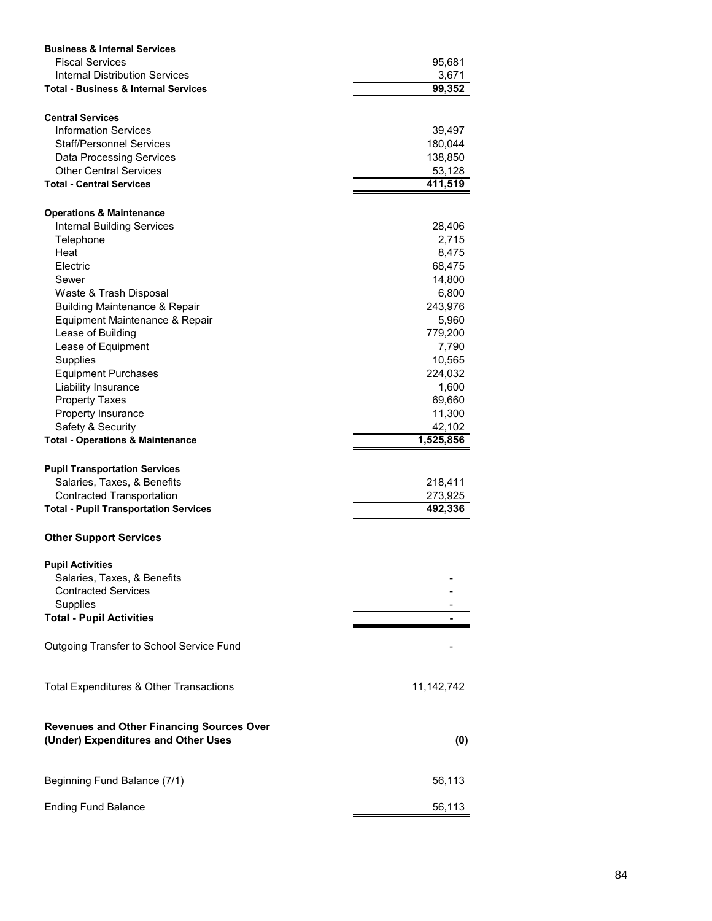| | |
|---|---|
| **Business & Internal Services** | |
| Fiscal Services | 95,681 |
| Internal Distribution Services | 3,671 |
| **Total - Business & Internal Services** | **99,352** |
| | |
| **Central Services** | |
| Information Services | 39,497 |
| Staff/Personnel Services | 180,044 |
| Data Processing Services | 138,850 |
| Other Central Services | 53,128 |
| **Total - Central Services** | **411,519** |
| | |
| **Operations & Maintenance** | |
| Internal Building Services | 28,406 |
| Telephone | 2,715 |
| Heat | 8,475 |
| Electric | 68,475 |
| Sewer | 14,800 |
| Waste & Trash Disposal | 6,800 |
| Building Maintenance & Repair | 243,976 |
| Equipment Maintenance & Repair | 5,960 |
| Lease of Building | 779,200 |
| Lease of Equipment | 7,790 |
| Supplies | 10,565 |
| Equipment Purchases | 224,032 |
| Liability Insurance | 1,600 |
| Property Taxes | 69,660 |
| Property Insurance | 11,300 |
| Safety & Security | 42,102 |
| **Total - Operations & Maintenance** | **1,525,856** |
| | |
| **Pupil Transportation Services** | |
| Salaries, Taxes, & Benefits | 218,411 |
| Contracted Transportation | 273,925 |
| **Total - Pupil Transportation Services** | **492,336** |
| | |
| **Other Support Services** | |
| | |
| **Pupil Activities** | |
| Salaries, Taxes, & Benefits | - |
| Contracted Services | - |
| Supplies | - |
| **Total - Pupil Activities** | **-** |
| | |
| Outgoing Transfer to School Service Fund | - |
| | |
| Total Expenditures & Other Transactions | 11,142,742 |
| | |
| **Revenues and Other Financing Sources Over (Under) Expenditures and Other Uses** | **(0)** |
| | |
| Beginning Fund Balance (7/1) | 56,113 |
| | |
| Ending Fund Balance | 56,113 |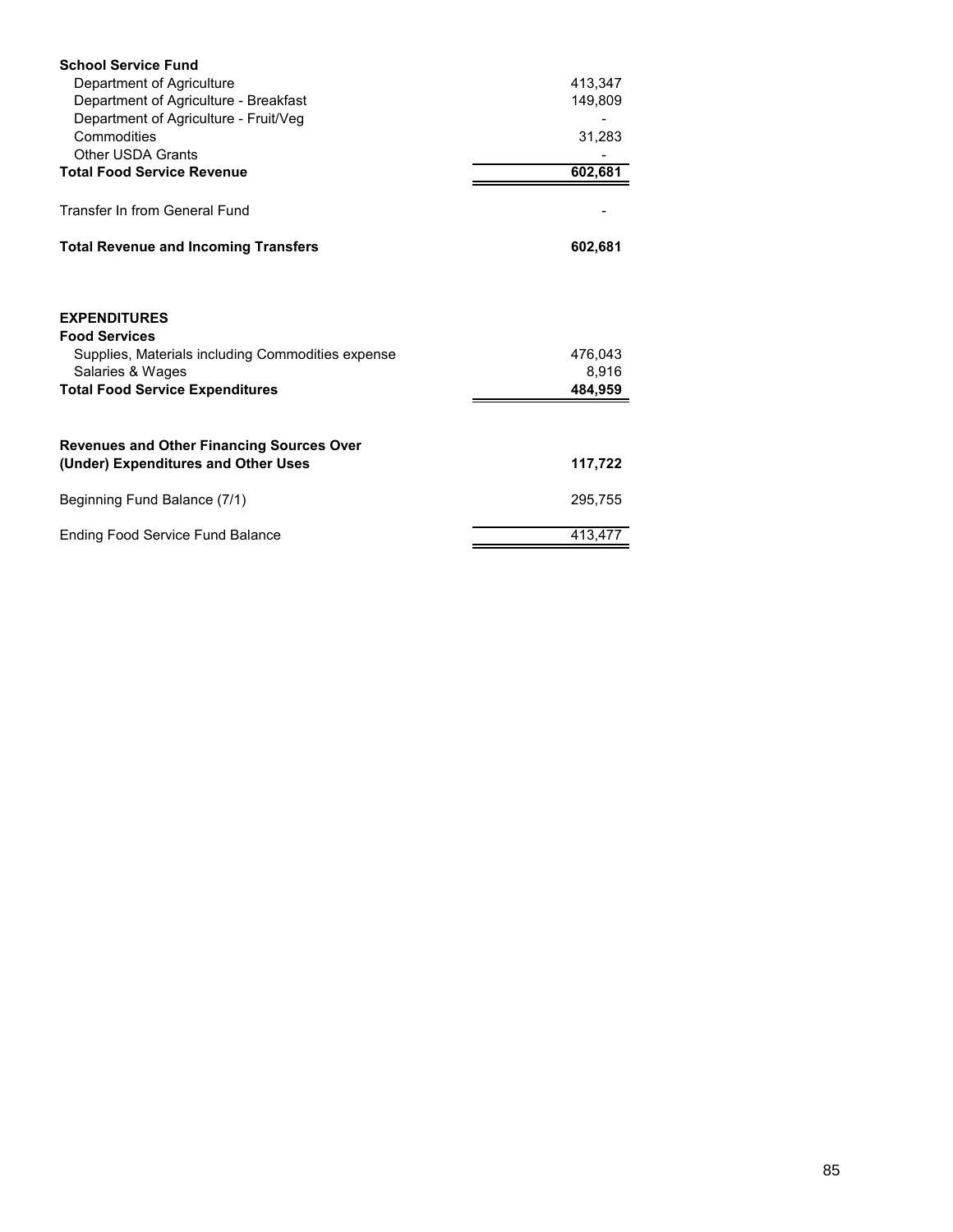| | |
|---|---|
| **School Service Fund** | |
| Department of Agriculture | 413,347 |
| Department of Agriculture - Breakfast | 149,809 |
| Department of Agriculture - Fruit/Veg | - |
| Commodities | 31,283 |
| Other USDA Grants | - |
| **Total Food Service Revenue** | **602,681** |
| Transfer In from General Fund | - |
| **Total Revenue and Incoming Transfers** | **602,681** |
| **EXPENDITURES** | |
| **Food Services** | |
| Supplies, Materials including Commodities expense | 476,043 |
| Salaries & Wages | 8,916 |
| **Total Food Service Expenditures** | **484,959** |
| **Revenues and Other Financing Sources Over (Under) Expenditures and Other Uses** | **117,722** |
| Beginning Fund Balance (7/1) | 295,755 |
| Ending Food Service Fund Balance | 413,477 |